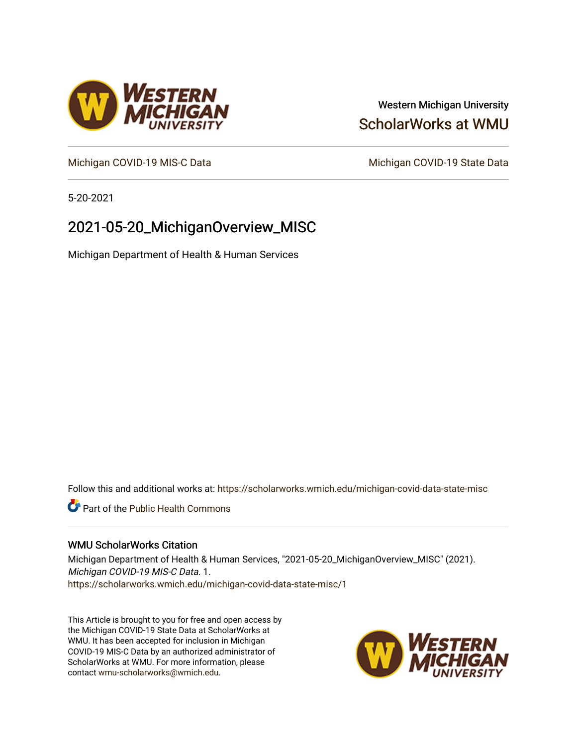Western Michigan University

ScholarWorks at WMU

Michigan COVID-19 MIS-C Data

Michigan COVID-19 State Data

5-20-2021

# 2021-05-20_MichiganOverview_MISC

Michigan Department of Health & Human Services

Follow this and additional works at: https://scholarworks.wmich.edu/michigan-covid-data-state-misc

Part of the Public Health Commons

## WMU ScholarWorks Citation

Michigan Department of Health & Human Services, "2021-05-20_MichiganOverview_MISC" (2021). *Michigan COVID-19 MIS-C Data*. 1.
https://scholarworks.wmich.edu/michigan-covid-data-state-misc/1

This Article is brought to you for free and open access by the Michigan COVID-19 State Data at ScholarWorks at WMU. It has been accepted for inclusion in Michigan COVID-19 MIS-C Data by an authorized administrator of ScholarWorks at WMU. For more information, please contact wmu-scholarworks@wmich.edu.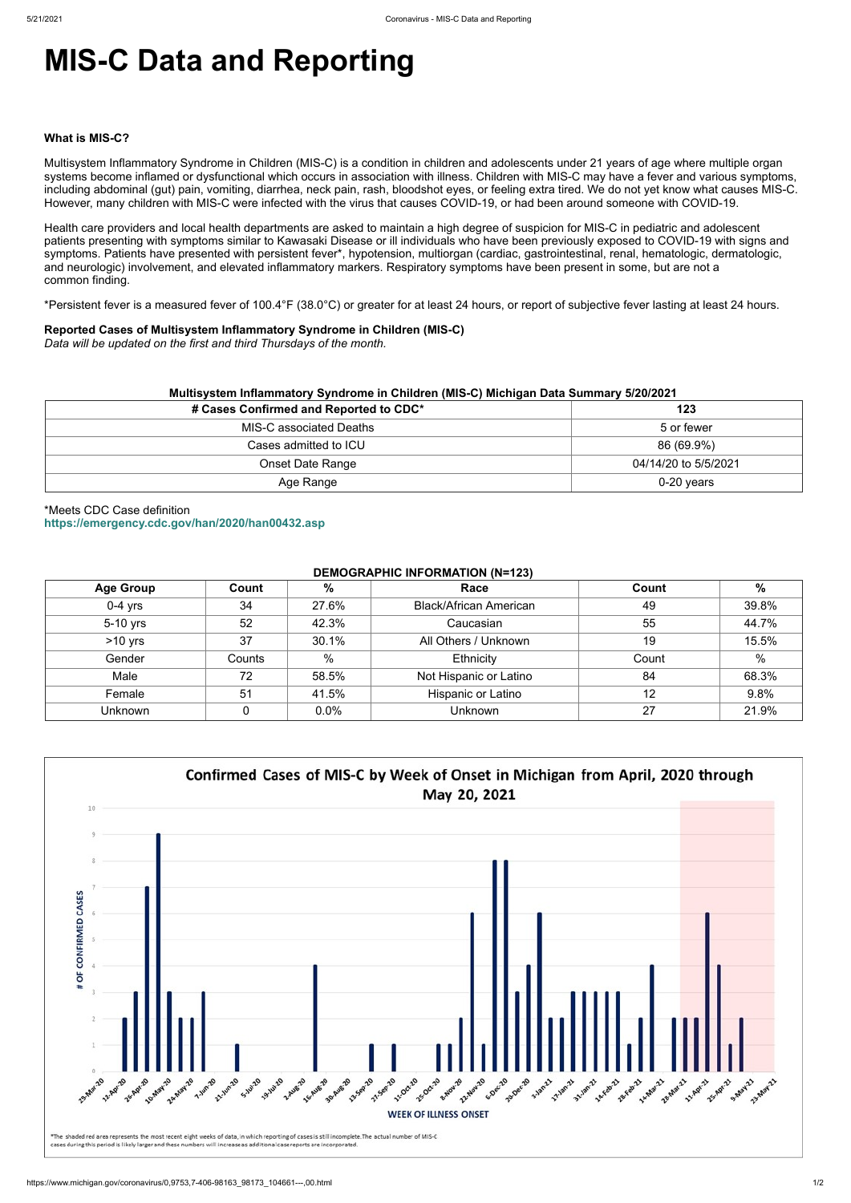# MIS-C Data and Reporting

### What is MIS-C?

Multisystem Inflammatory Syndrome in Children (MIS-C) is a condition in children and adolescents under 21 years of age where multiple organ systems become inflamed or dysfunctional which occurs in association with illness. Children with MIS-C may have a fever and various symptoms, including abdominal (gut) pain, vomiting, diarrhea, neck pain, rash, bloodshot eyes, or feeling extra tired. We do not yet know what causes MIS-C. However, many children with MIS-C were infected with the virus that causes COVID-19, or had been around someone with COVID-19.

Health care providers and local health departments are asked to maintain a high degree of suspicion for MIS-C in pediatric and adolescent patients presenting with symptoms similar to Kawasaki Disease or ill individuals who have been previously exposed to COVID-19 with signs and symptoms. Patients have presented with persistent fever*, hypotension, multiorgan (cardiac, gastrointestinal, renal, hematologic, dermatologic, and neurologic) involvement, and elevated inflammatory markers. Respiratory symptoms have been present in some, but are not a common finding.

*Persistent fever is a measured fever of 100.4°F (38.0°C) or greater for at least 24 hours, or report of subjective fever lasting at least 24 hours.

**Reported Cases of Multisystem Inflammatory Syndrome in Children (MIS-C)**
*Data will be updated on the first and third Thursdays of the month.*

**Multisystem Inflammatory Syndrome in Children (MIS-C) Michigan Data Summary 5/20/2021**

| # Cases Confirmed and Reported to CDC* | 123 |
|---|---|
| MIS-C associated Deaths | 5 or fewer |
| Cases admitted to ICU | 86 (69.9%) |
| Onset Date Range | 04/14/20 to 5/5/2021 |
| Age Range | 0-20 years |

*Meets CDC Case definition
https://emergency.cdc.gov/han/2020/han00432.asp

**DEMOGRAPHIC INFORMATION (N=123)**

| Age Group | Count | % | Race | Count | % |
|---|---|---|---|---|---|
| 0-4 yrs | 34 | 27.6% | Black/African American | 49 | 39.8% |
| 5-10 yrs | 52 | 42.3% | Caucasian | 55 | 44.7% |
| >10 yrs | 37 | 30.1% | All Others / Unknown | 19 | 15.5% |
| Gender | Counts | % | Ethnicity | Count | % |
| Male | 72 | 58.5% | Not Hispanic or Latino | 84 | 68.3% |
| Female | 51 | 41.5% | Hispanic or Latino | 12 | 9.8% |
| Unknown | 0 | 0.0% | Unknown | 27 | 21.9% |

**Confirmed Cases of MIS-C by Week of Onset in Michigan from April, 2020 through May 20, 2021**

*The shaded red area represents the most recent eight weeks of data, in which reporting of cases is still incomplete. The actual number of MIS-C cases during this period is likely larger and these numbers will increase as additional case reports are incorporated.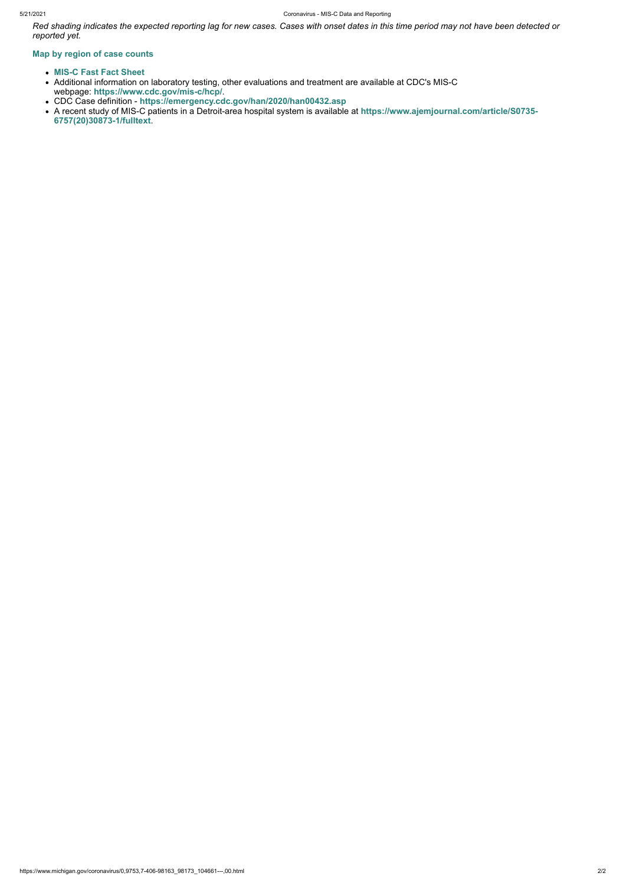*Red shading indicates the expected reporting lag for new cases. Cases with onset dates in this time period may not have been detected or reported yet.*

**Map by region of case counts**

- **MIS-C Fast Fact Sheet**
- Additional information on laboratory testing, other evaluations and treatment are available at CDC's MIS-C webpage: **https://www.cdc.gov/mis-c/hcp/**.
- CDC Case definition - **https://emergency.cdc.gov/han/2020/han00432.asp**
- A recent study of MIS-C patients in a Detroit-area hospital system is available at **https://www.ajemjournal.com/article/S0735-6757(20)30873-1/fulltext**.